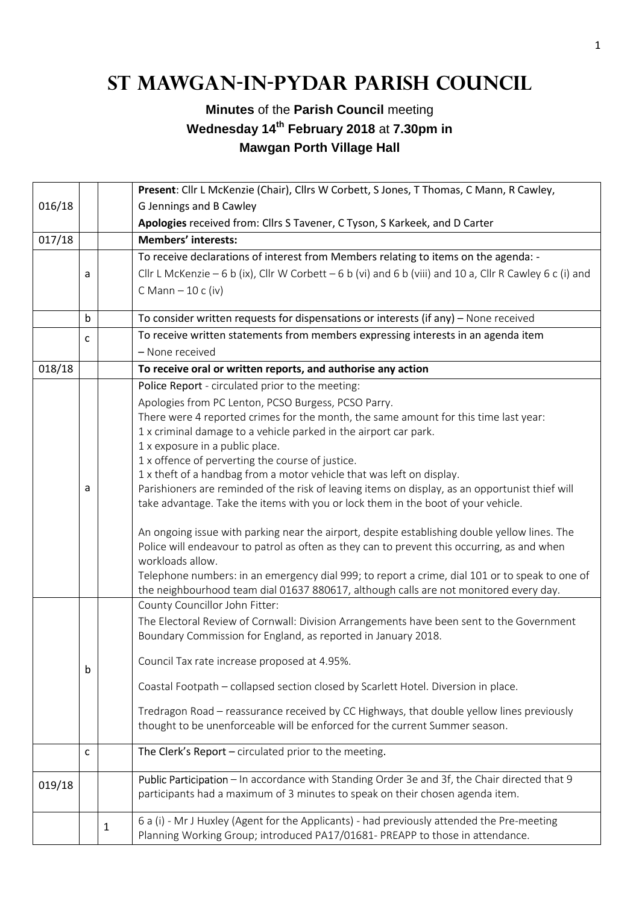# St Mawgan-in-Pydar Parish Council

**Minutes** of the **Parish Council** meeting
**Wednesday 14th February 2018** at **7.30pm in**
**Mawgan Porth Village Hall**

| | | | |
|---|---|---|---|
| 016/18 | | | **Present**: Cllr L McKenzie (Chair), Cllrs W Corbett, S Jones, T Thomas, C Mann, R Cawley, G Jennings and B Cawley<br>**Apologies** received from: Cllrs S Tavener, C Tyson, S Karkeek, and D Carter |
| 017/18 | | | **Members' interests:** |
| | a | | To receive declarations of interest from Members relating to items on the agenda: -<br>Cllr L McKenzie – 6 b (ix), Cllr W Corbett – 6 b (vi) and 6 b (viii) and 10 a, Cllr R Cawley 6 c (i) and C Mann – 10 c (iv) |
| | b | | To consider written requests for dispensations or interests (if any) – None received |
| | c | | To receive written statements from members expressing interests in an agenda item<br>– None received |
| 018/18 | | | **To receive oral or written reports, and authorise any action** |
| | a | | Police Report - circulated prior to the meeting:<br>Apologies from PC Lenton, PCSO Burgess, PCSO Parry.<br>There were 4 reported crimes for the month, the same amount for this time last year:<br>1 x criminal damage to a vehicle parked in the airport car park.<br>1 x exposure in a public place.<br>1 x offence of perverting the course of justice.<br>1 x theft of a handbag from a motor vehicle that was left on display.<br>Parishioners are reminded of the risk of leaving items on display, as an opportunist thief will take advantage. Take the items with you or lock them in the boot of your vehicle.<br><br>An ongoing issue with parking near the airport, despite establishing double yellow lines. The Police will endeavour to patrol as often as they can to prevent this occurring, as and when workloads allow.<br>Telephone numbers: in an emergency dial 999; to report a crime, dial 101 or to speak to one of the neighbourhood team dial 01637 880617, although calls are not monitored every day. |
| | b | | County Councillor John Fitter:<br>The Electoral Review of Cornwall: Division Arrangements have been sent to the Government Boundary Commission for England, as reported in January 2018.<br><br>Council Tax rate increase proposed at 4.95%.<br><br>Coastal Footpath – collapsed section closed by Scarlett Hotel. Diversion in place.<br><br>Tredragon Road – reassurance received by CC Highways, that double yellow lines previously thought to be unenforceable will be enforced for the current Summer season. |
| | c | | The Clerk's Report – circulated prior to the meeting. |
| 019/18 | | | Public Participation – In accordance with Standing Order 3e and 3f, the Chair directed that 9 participants had a maximum of 3 minutes to speak on their chosen agenda item. |
| | | 1 | 6 a (i) - Mr J Huxley (Agent for the Applicants) - had previously attended the Pre-meeting Planning Working Group; introduced PA17/01681- PREAPP to those in attendance. |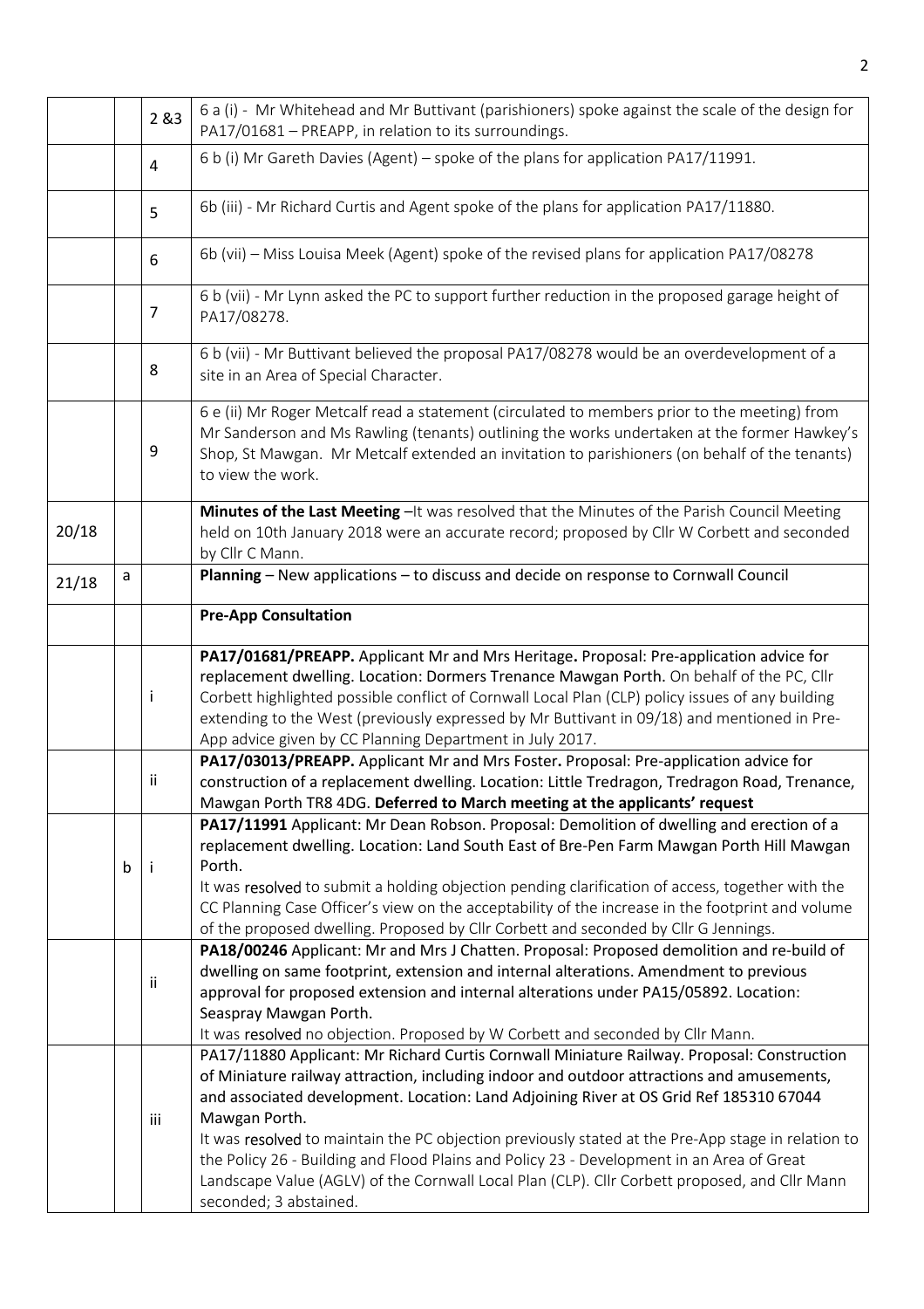|  |  |  |  |
|---|---|---|---|
|  |  | 2 &3 | 6 a (i) - Mr Whitehead and Mr Buttivant (parishioners) spoke against the scale of the design for PA17/01681 – PREAPP, in relation to its surroundings. |
|  |  | 4 | 6 b (i) Mr Gareth Davies (Agent) – spoke of the plans for application PA17/11991. |
|  |  | 5 | 6b (iii) - Mr Richard Curtis and Agent spoke of the plans for application PA17/11880. |
|  |  | 6 | 6b (vii) – Miss Louisa Meek (Agent) spoke of the revised plans for application PA17/08278 |
|  |  | 7 | 6 b (vii) - Mr Lynn asked the PC to support further reduction in the proposed garage height of PA17/08278. |
|  |  | 8 | 6 b (vii) - Mr Buttivant believed the proposal PA17/08278 would be an overdevelopment of a site in an Area of Special Character. |
|  |  | 9 | 6 e (ii) Mr Roger Metcalf read a statement (circulated to members prior to the meeting) from Mr Sanderson and Ms Rawling (tenants) outlining the works undertaken at the former Hawkey's Shop, St Mawgan. Mr Metcalf extended an invitation to parishioners (on behalf of the tenants) to view the work. |
| 20/18 |  |  | **Minutes of the Last Meeting** –It was resolved that the Minutes of the Parish Council Meeting held on 10th January 2018 were an accurate record; proposed by Cllr W Corbett and seconded by Cllr C Mann. |
| 21/18 | a |  | **Planning** – New applications – to discuss and decide on response to Cornwall Council |
|  |  |  | **Pre-App Consultation** |
|  |  | i | **PA17/01681/PREAPP.** Applicant Mr and Mrs Heritage**.** Proposal: Pre-application advice for replacement dwelling. Location: Dormers Trenance Mawgan Porth. On behalf of the PC, Cllr Corbett highlighted possible conflict of Cornwall Local Plan (CLP) policy issues of any building extending to the West (previously expressed by Mr Buttivant in 09/18) and mentioned in Pre-App advice given by CC Planning Department in July 2017. |
|  |  | ii | **PA17/03013/PREAPP.** Applicant Mr and Mrs Foster**.** Proposal: Pre-application advice for construction of a replacement dwelling. Location: Little Tredragon, Tredragon Road, Trenance, Mawgan Porth TR8 4DG. **Deferred to March meeting at the applicants' request** |
|  | b | i | **PA17/11991** Applicant: Mr Dean Robson. Proposal: Demolition of dwelling and erection of a replacement dwelling. Location: Land South East of Bre-Pen Farm Mawgan Porth Hill Mawgan Porth.<br>It was resolved to submit a holding objection pending clarification of access, together with the CC Planning Case Officer's view on the acceptability of the increase in the footprint and volume of the proposed dwelling. Proposed by Cllr Corbett and seconded by Cllr G Jennings. |
|  |  | ii | **PA18/00246** Applicant: Mr and Mrs J Chatten. Proposal: Proposed demolition and re-build of dwelling on same footprint, extension and internal alterations. Amendment to previous approval for proposed extension and internal alterations under PA15/05892. Location: Seaspray Mawgan Porth.<br>It was resolved no objection. Proposed by W Corbett and seconded by Cllr Mann. |
|  |  | iii | PA17/11880 Applicant: Mr Richard Curtis Cornwall Miniature Railway. Proposal: Construction of Miniature railway attraction, including indoor and outdoor attractions and amusements, and associated development. Location: Land Adjoining River at OS Grid Ref 185310 67044 Mawgan Porth.<br>It was resolved to maintain the PC objection previously stated at the Pre-App stage in relation to the Policy 26 - Building and Flood Plains and Policy 23 - Development in an Area of Great Landscape Value (AGLV) of the Cornwall Local Plan (CLP). Cllr Corbett proposed, and Cllr Mann seconded; 3 abstained. |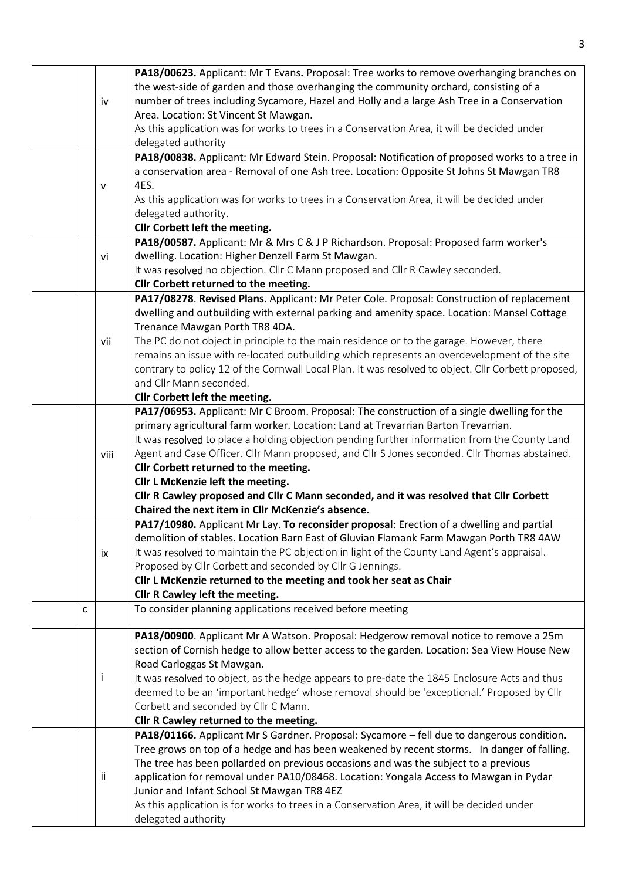| | | | |
|---|---|---|---|
| | | iv | **PA18/00623.** Applicant: Mr T Evans**.** Proposal: Tree works to remove overhanging branches on the west-side of garden and those overhanging the community orchard, consisting of a number of trees including Sycamore, Hazel and Holly and a large Ash Tree in a Conservation Area. Location: St Vincent St Mawgan.<br>As this application was for works to trees in a Conservation Area, it will be decided under delegated authority |
| | | v | **PA18/00838.** Applicant: Mr Edward Stein. Proposal: Notification of proposed works to a tree in a conservation area - Removal of one Ash tree. Location: Opposite St Johns St Mawgan TR8 4ES.<br>As this application was for works to trees in a Conservation Area, it will be decided under delegated authority.<br>**Cllr Corbett left the meeting.** |
| | | vi | **PA18/00587.** Applicant: Mr & Mrs C & J P Richardson. Proposal: Proposed farm worker's dwelling. Location: Higher Denzell Farm St Mawgan.<br>It was resolved no objection. Cllr C Mann proposed and Cllr R Cawley seconded.<br>**Cllr Corbett returned to the meeting.** |
| | | vii | **PA17/08278**. **Revised Plans**. Applicant: Mr Peter Cole. Proposal: Construction of replacement dwelling and outbuilding with external parking and amenity space. Location: Mansel Cottage Trenance Mawgan Porth TR8 4DA.<br>The PC do not object in principle to the main residence or to the garage. However, there remains an issue with re-located outbuilding which represents an overdevelopment of the site contrary to policy 12 of the Cornwall Local Plan. It was resolved to object. Cllr Corbett proposed, and Cllr Mann seconded.<br>**Cllr Corbett left the meeting.** |
| | | viii | **PA17/06953.** Applicant: Mr C Broom. Proposal: The construction of a single dwelling for the primary agricultural farm worker. Location: Land at Trevarrian Barton Trevarrian.<br>It was resolved to place a holding objection pending further information from the County Land Agent and Case Officer. Cllr Mann proposed, and Cllr S Jones seconded. Cllr Thomas abstained.<br>**Cllr Corbett returned to the meeting.**<br>**Cllr L McKenzie left the meeting.**<br>**Cllr R Cawley proposed and Cllr C Mann seconded, and it was resolved that Cllr Corbett Chaired the next item in Cllr McKenzie's absence.** |
| | | ix | **PA17/10980.** Applicant Mr Lay. **To reconsider proposal**: Erection of a dwelling and partial demolition of stables. Location Barn East of Gluvian Flamank Farm Mawgan Porth TR8 4AW<br>It was resolved to maintain the PC objection in light of the County Land Agent's appraisal. Proposed by Cllr Corbett and seconded by Cllr G Jennings.<br>**Cllr L McKenzie returned to the meeting and took her seat as Chair**<br>**Cllr R Cawley left the meeting.** |
| | c | | To consider planning applications received before meeting |
| | | i | **PA18/00900**. Applicant Mr A Watson. Proposal: Hedgerow removal notice to remove a 25m section of Cornish hedge to allow better access to the garden. Location: Sea View House New Road Carloggas St Mawgan.<br>It was resolved to object, as the hedge appears to pre-date the 1845 Enclosure Acts and thus deemed to be an 'important hedge' whose removal should be 'exceptional.' Proposed by Cllr Corbett and seconded by Cllr C Mann.<br>**Cllr R Cawley returned to the meeting.** |
| | | ii | **PA18/01166.** Applicant Mr S Gardner. Proposal: Sycamore – fell due to dangerous condition. Tree grows on top of a hedge and has been weakened by recent storms. In danger of falling. The tree has been pollarded on previous occasions and was the subject to a previous application for removal under PA10/08468. Location: Yongala Access to Mawgan in Pydar Junior and Infant School St Mawgan TR8 4EZ<br>As this application is for works to trees in a Conservation Area, it will be decided under delegated authority |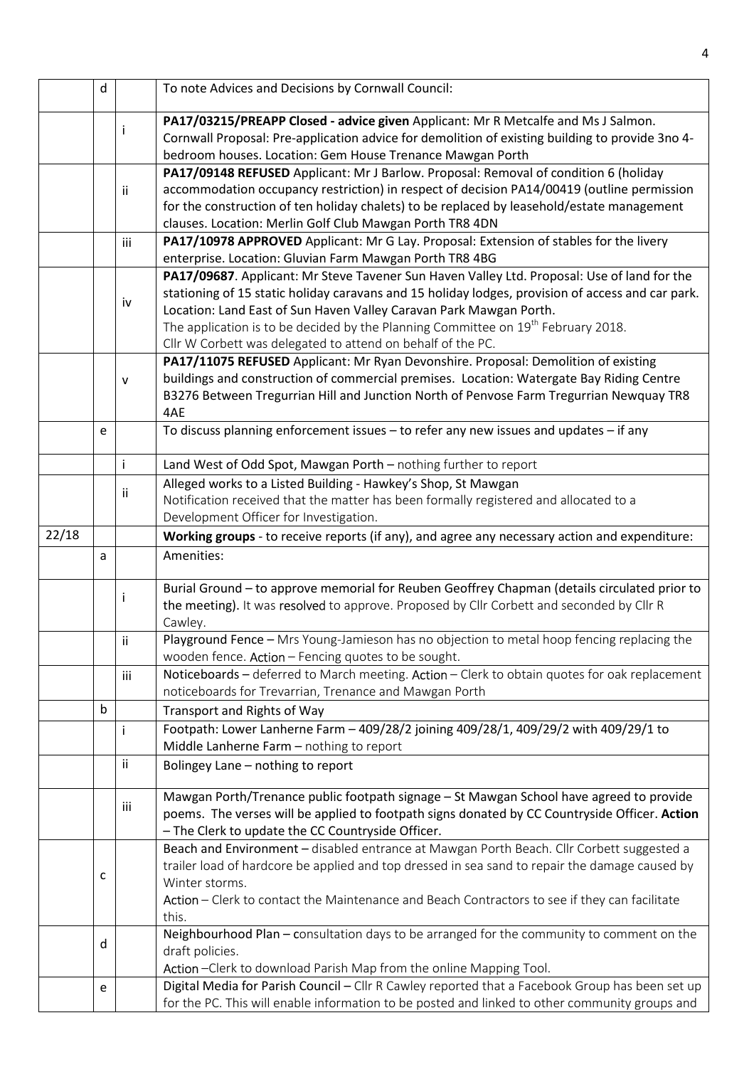| | | | |
|---|---|---|---|
| | d | | To note Advices and Decisions by Cornwall Council: |
| | | i | **PA17/03215/PREAPP Closed - advice given** Applicant: Mr R Metcalfe and Ms J Salmon. Cornwall Proposal: Pre-application advice for demolition of existing building to provide 3no 4-bedroom houses. Location: Gem House Trenance Mawgan Porth |
| | | ii | **PA17/09148 REFUSED** Applicant: Mr J Barlow. Proposal: Removal of condition 6 (holiday accommodation occupancy restriction) in respect of decision PA14/00419 (outline permission for the construction of ten holiday chalets) to be replaced by leasehold/estate management clauses. Location: Merlin Golf Club Mawgan Porth TR8 4DN |
| | | iii | **PA17/10978 APPROVED** Applicant: Mr G Lay. Proposal: Extension of stables for the livery enterprise. Location: Gluvian Farm Mawgan Porth TR8 4BG |
| | | iv | **PA17/09687**. Applicant: Mr Steve Tavener Sun Haven Valley Ltd. Proposal: Use of land for the stationing of 15 static holiday caravans and 15 holiday lodges, provision of access and car park. Location: Land East of Sun Haven Valley Caravan Park Mawgan Porth.<br>The application is to be decided by the Planning Committee on 19th February 2018.<br>Cllr W Corbett was delegated to attend on behalf of the PC. |
| | | v | **PA17/11075 REFUSED** Applicant: Mr Ryan Devonshire. Proposal: Demolition of existing buildings and construction of commercial premises. Location: Watergate Bay Riding Centre B3276 Between Tregurrian Hill and Junction North of Penvose Farm Tregurrian Newquay TR8 4AE |
| | e | | To discuss planning enforcement issues – to refer any new issues and updates – if any |
| | | i | Land West of Odd Spot, Mawgan Porth – nothing further to report |
| | | ii | Alleged works to a Listed Building - Hawkey's Shop, St Mawgan<br>Notification received that the matter has been formally registered and allocated to a Development Officer for Investigation. |
| 22/18 | | | **Working groups** - to receive reports (if any), and agree any necessary action and expenditure: |
| | a | | Amenities: |
| | | i | Burial Ground – to approve memorial for Reuben Geoffrey Chapman (details circulated prior to the meeting). It was resolved to approve. Proposed by Cllr Corbett and seconded by Cllr R Cawley. |
| | | ii | Playground Fence – Mrs Young-Jamieson has no objection to metal hoop fencing replacing the wooden fence. Action – Fencing quotes to be sought. |
| | | iii | Noticeboards – deferred to March meeting. Action – Clerk to obtain quotes for oak replacement noticeboards for Trevarrian, Trenance and Mawgan Porth |
| | b | | Transport and Rights of Way |
| | | i | Footpath: Lower Lanherne Farm – 409/28/2 joining 409/28/1, 409/29/2 with 409/29/1 to Middle Lanherne Farm – nothing to report |
| | | ii | Bolingey Lane – nothing to report |
| | | iii | Mawgan Porth/Trenance public footpath signage – St Mawgan School have agreed to provide poems. The verses will be applied to footpath signs donated by CC Countryside Officer. **Action** – The Clerk to update the CC Countryside Officer. |
| | c | | Beach and Environment – disabled entrance at Mawgan Porth Beach. Cllr Corbett suggested a trailer load of hardcore be applied and top dressed in sea sand to repair the damage caused by Winter storms.<br>Action – Clerk to contact the Maintenance and Beach Contractors to see if they can facilitate this. |
| | d | | Neighbourhood Plan – consultation days to be arranged for the community to comment on the draft policies.<br>Action –Clerk to download Parish Map from the online Mapping Tool. |
| | e | | Digital Media for Parish Council – Cllr R Cawley reported that a Facebook Group has been set up for the PC. This will enable information to be posted and linked to other community groups and |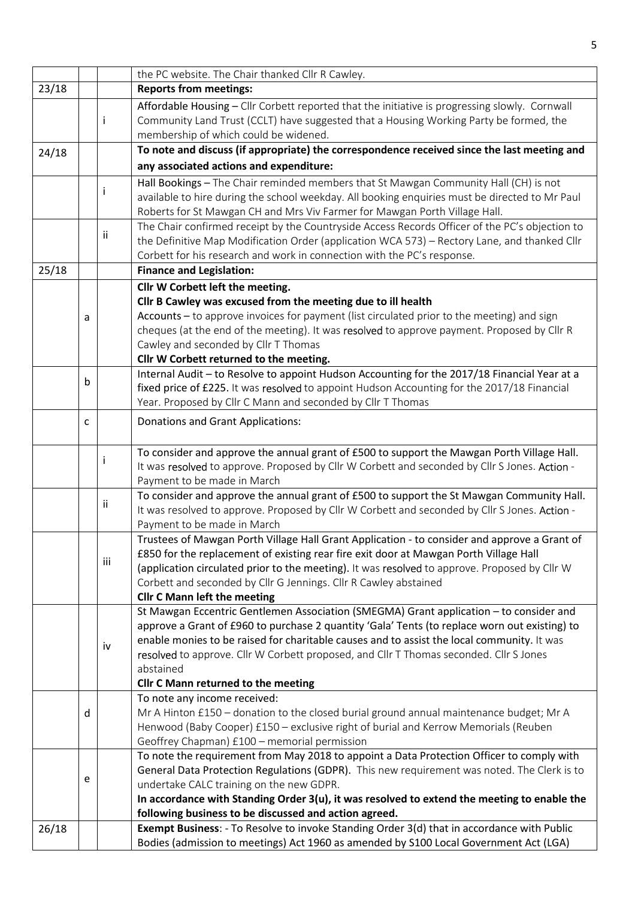| | | | |
|---|---|---|---|
| | | | the PC website. The Chair thanked Cllr R Cawley. |
| 23/18 | | | **Reports from meetings:** |
| | | i | Affordable Housing – Cllr Corbett reported that the initiative is progressing slowly. Cornwall Community Land Trust (CCLT) have suggested that a Housing Working Party be formed, the membership of which could be widened. |
| 24/18 | | | **To note and discuss (if appropriate) the correspondence received since the last meeting and any associated actions and expenditure:** |
| | | i | Hall Bookings – The Chair reminded members that St Mawgan Community Hall (CH) is not available to hire during the school weekday. All booking enquiries must be directed to Mr Paul Roberts for St Mawgan CH and Mrs Viv Farmer for Mawgan Porth Village Hall. |
| | | ii | The Chair confirmed receipt by the Countryside Access Records Officer of the PC's objection to the Definitive Map Modification Order (application WCA 573) – Rectory Lane, and thanked Cllr Corbett for his research and work in connection with the PC's response. |
| 25/18 | | | **Finance and Legislation:** |
| | a | | **Cllr W Corbett left the meeting.**<br>**Cllr B Cawley was excused from the meeting due to ill health**<br>Accounts – to approve invoices for payment (list circulated prior to the meeting) and sign cheques (at the end of the meeting). It was resolved to approve payment. Proposed by Cllr R Cawley and seconded by Cllr T Thomas<br>**Cllr W Corbett returned to the meeting.** |
| | b | | Internal Audit – to Resolve to appoint Hudson Accounting for the 2017/18 Financial Year at a fixed price of £225. It was resolved to appoint Hudson Accounting for the 2017/18 Financial Year. Proposed by Cllr C Mann and seconded by Cllr T Thomas |
| | c | | Donations and Grant Applications: |
| | | i | To consider and approve the annual grant of £500 to support the Mawgan Porth Village Hall. It was resolved to approve. Proposed by Cllr W Corbett and seconded by Cllr S Jones. Action - Payment to be made in March |
| | | ii | To consider and approve the annual grant of £500 to support the St Mawgan Community Hall. It was resolved to approve. Proposed by Cllr W Corbett and seconded by Cllr S Jones. Action - Payment to be made in March |
| | | iii | Trustees of Mawgan Porth Village Hall Grant Application - to consider and approve a Grant of £850 for the replacement of existing rear fire exit door at Mawgan Porth Village Hall (application circulated prior to the meeting). It was resolved to approve. Proposed by Cllr W Corbett and seconded by Cllr G Jennings. Cllr R Cawley abstained<br>**Cllr C Mann left the meeting** |
| | | iv | St Mawgan Eccentric Gentlemen Association (SMEGMA) Grant application – to consider and approve a Grant of £960 to purchase 2 quantity 'Gala' Tents (to replace worn out existing) to enable monies to be raised for charitable causes and to assist the local community. It was resolved to approve. Cllr W Corbett proposed, and Cllr T Thomas seconded. Cllr S Jones abstained<br>**Cllr C Mann returned to the meeting** |
| | d | | To note any income received:<br>Mr A Hinton £150 – donation to the closed burial ground annual maintenance budget; Mr A Henwood (Baby Cooper) £150 – exclusive right of burial and Kerrow Memorials (Reuben Geoffrey Chapman) £100 – memorial permission |
| | e | | To note the requirement from May 2018 to appoint a Data Protection Officer to comply with General Data Protection Regulations (GDPR). This new requirement was noted. The Clerk is to undertake CALC training on the new GDPR.<br>**In accordance with Standing Order 3(u), it was resolved to extend the meeting to enable the following business to be discussed and action agreed.** |
| 26/18 | | | **Exempt Business**: - To Resolve to invoke Standing Order 3(d) that in accordance with Public Bodies (admission to meetings) Act 1960 as amended by S100 Local Government Act (LGA) |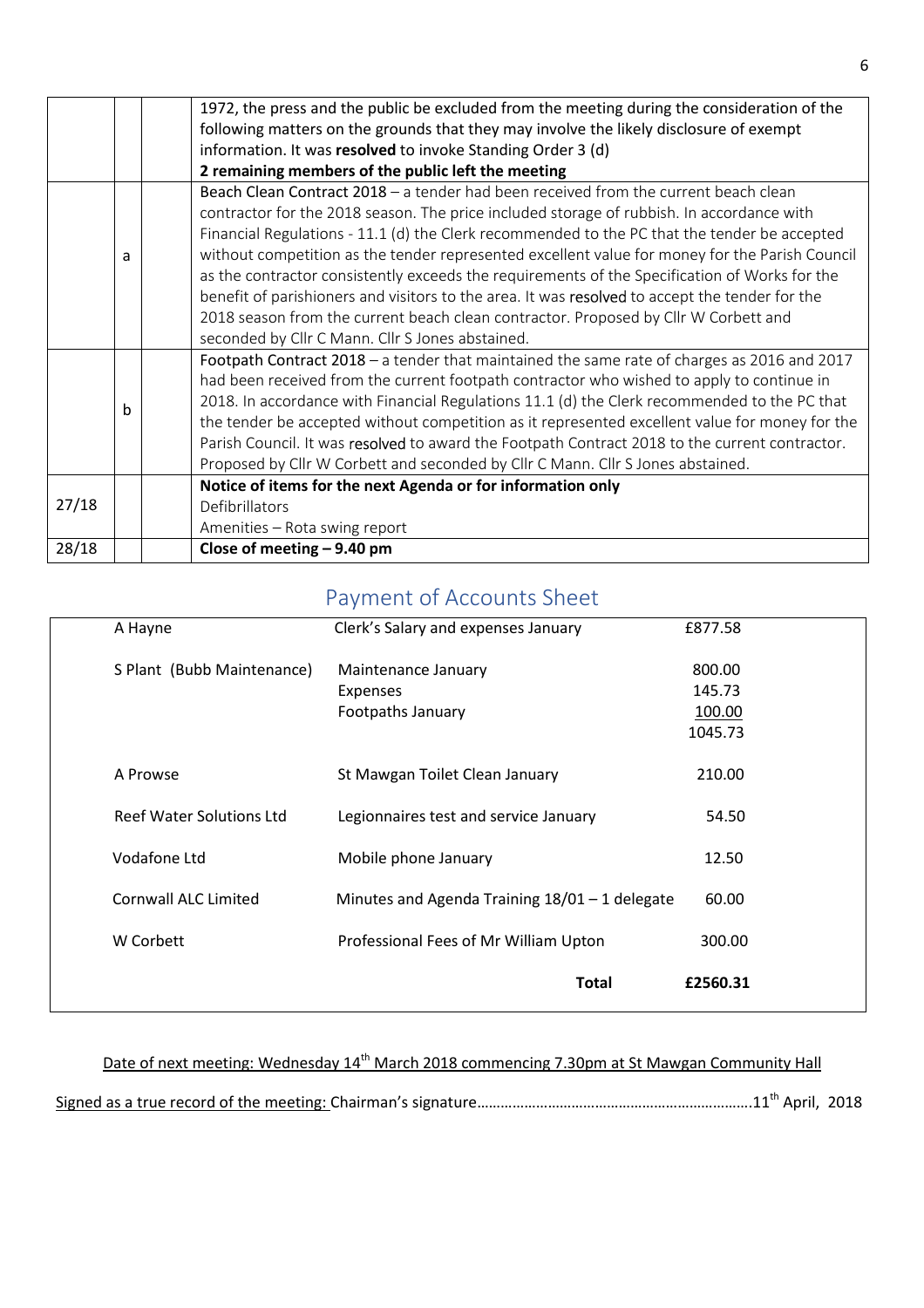| | | | |
|---|---|---|---|
| | | | 1972, the press and the public be excluded from the meeting during the consideration of the following matters on the grounds that they may involve the likely disclosure of exempt information. It was **resolved** to invoke Standing Order 3 (d)<br>**2 remaining members of the public left the meeting** |
| | a | | Beach Clean Contract 2018 – a tender had been received from the current beach clean contractor for the 2018 season. The price included storage of rubbish. In accordance with Financial Regulations - 11.1 (d) the Clerk recommended to the PC that the tender be accepted without competition as the tender represented excellent value for money for the Parish Council as the contractor consistently exceeds the requirements of the Specification of Works for the benefit of parishioners and visitors to the area. It was resolved to accept the tender for the 2018 season from the current beach clean contractor. Proposed by Cllr W Corbett and seconded by Cllr C Mann. Cllr S Jones abstained. |
| | b | | Footpath Contract 2018 – a tender that maintained the same rate of charges as 2016 and 2017 had been received from the current footpath contractor who wished to apply to continue in 2018. In accordance with Financial Regulations 11.1 (d) the Clerk recommended to the PC that the tender be accepted without competition as it represented excellent value for money for the Parish Council. It was resolved to award the Footpath Contract 2018 to the current contractor. Proposed by Cllr W Corbett and seconded by Cllr C Mann. Cllr S Jones abstained. |
| 27/18 | | | **Notice of items for the next Agenda or for information only**<br>Defibrillators<br>Amenities – Rota swing report |
| 28/18 | | | **Close of meeting – 9.40 pm** |

## Payment of Accounts Sheet

| | | |
|---|---|---|
| A Hayne | Clerk's Salary and expenses January | £877.58 |
| S Plant (Bubb Maintenance) | Maintenance January<br>Expenses<br>Footpaths January | 800.00<br>145.73<br>100.00<br>1045.73 |
| A Prowse | St Mawgan Toilet Clean January | 210.00 |
| Reef Water Solutions Ltd | Legionnaires test and service January | 54.50 |
| Vodafone Ltd | Mobile phone January | 12.50 |
| Cornwall ALC Limited | Minutes and Agenda Training 18/01 – 1 delegate | 60.00 |
| W Corbett | Professional Fees of Mr William Upton | 300.00 |
| | **Total** | **£2560.31** |

Date of next meeting: Wednesday 14th March 2018 commencing 7.30pm at St Mawgan Community Hall

Signed as a true record of the meeting: Chairman's signature…………………………………………………………….11th April, 2018